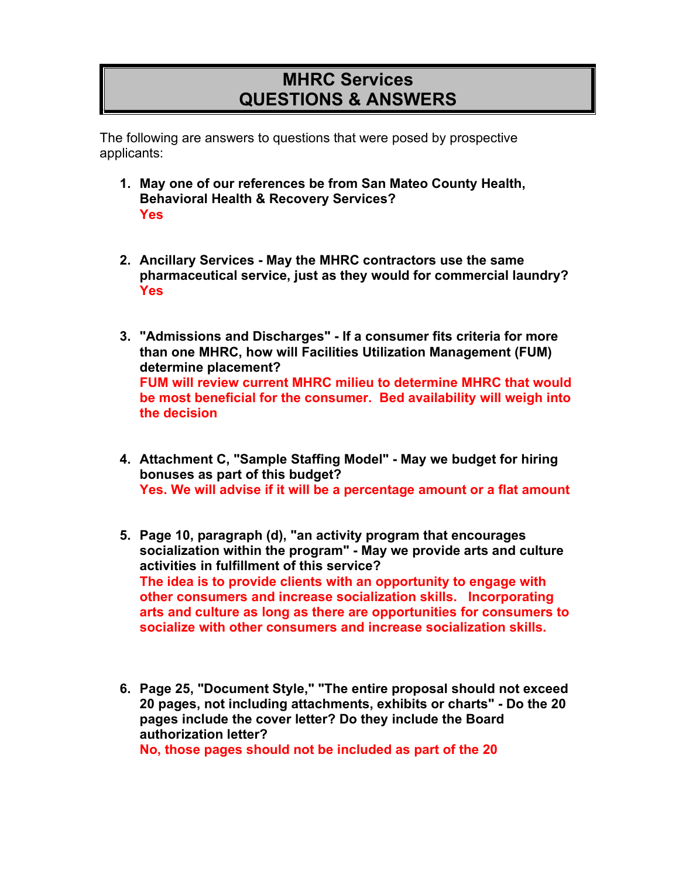# MHRC Services
# QUESTIONS & ANSWERS

The following are answers to questions that were posed by prospective applicants:

1. **May one of our references be from San Mateo County Health, Behavioral Health & Recovery Services?**
   **Yes**

2. **Ancillary Services - May the MHRC contractors use the same pharmaceutical service, just as they would for commercial laundry?**
   **Yes**

3. **"Admissions and Discharges" - If a consumer fits criteria for more than one MHRC, how will Facilities Utilization Management (FUM) determine placement?**
   **FUM will review current MHRC milieu to determine MHRC that would be most beneficial for the consumer. Bed availability will weigh into the decision**

4. **Attachment C, "Sample Staffing Model" - May we budget for hiring bonuses as part of this budget?**
   **Yes. We will advise if it will be a percentage amount or a flat amount**

5. **Page 10, paragraph (d), "an activity program that encourages socialization within the program" - May we provide arts and culture activities in fulfillment of this service?**
   **The idea is to provide clients with an opportunity to engage with other consumers and increase socialization skills. Incorporating arts and culture as long as there are opportunities for consumers to socialize with other consumers and increase socialization skills.**

6. **Page 25, "Document Style," "The entire proposal should not exceed 20 pages, not including attachments, exhibits or charts" - Do the 20 pages include the cover letter? Do they include the Board authorization letter?**
   **No, those pages should not be included as part of the 20**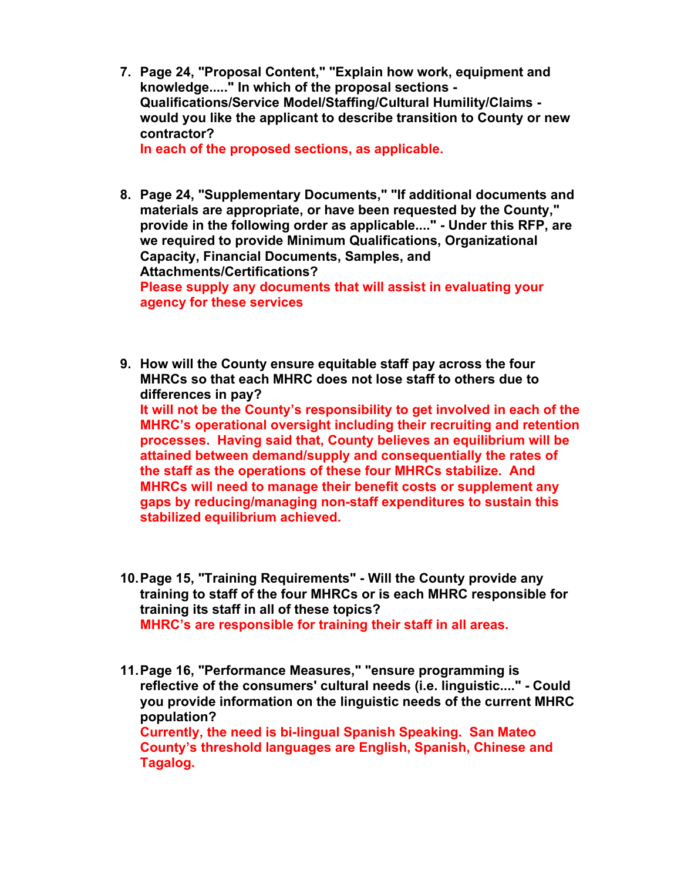7. **Page 24, "Proposal Content," "Explain how work, equipment and knowledge....." In which of the proposal sections - Qualifications/Service Model/Staffing/Cultural Humility/Claims - would you like the applicant to describe transition to County or new contractor?**
   **In each of the proposed sections, as applicable.**

8. **Page 24, "Supplementary Documents," "If additional documents and materials are appropriate, or have been requested by the County," provide in the following order as applicable...." - Under this RFP, are we required to provide Minimum Qualifications, Organizational Capacity, Financial Documents, Samples, and Attachments/Certifications?**
   **Please supply any documents that will assist in evaluating your agency for these services**

9. **How will the County ensure equitable staff pay across the four MHRCs so that each MHRC does not lose staff to others due to differences in pay?**
   **It will not be the County's responsibility to get involved in each of the MHRC's operational oversight including their recruiting and retention processes. Having said that, County believes an equilibrium will be attained between demand/supply and consequentially the rates of the staff as the operations of these four MHRCs stabilize. And MHRCs will need to manage their benefit costs or supplement any gaps by reducing/managing non-staff expenditures to sustain this stabilized equilibrium achieved.**

10. **Page 15, "Training Requirements" - Will the County provide any training to staff of the four MHRCs or is each MHRC responsible for training its staff in all of these topics?**
    **MHRC's are responsible for training their staff in all areas.**

11. **Page 16, "Performance Measures," "ensure programming is reflective of the consumers' cultural needs (i.e. linguistic...." - Could you provide information on the linguistic needs of the current MHRC population?**
    **Currently, the need is bi-lingual Spanish Speaking. San Mateo County's threshold languages are English, Spanish, Chinese and Tagalog.**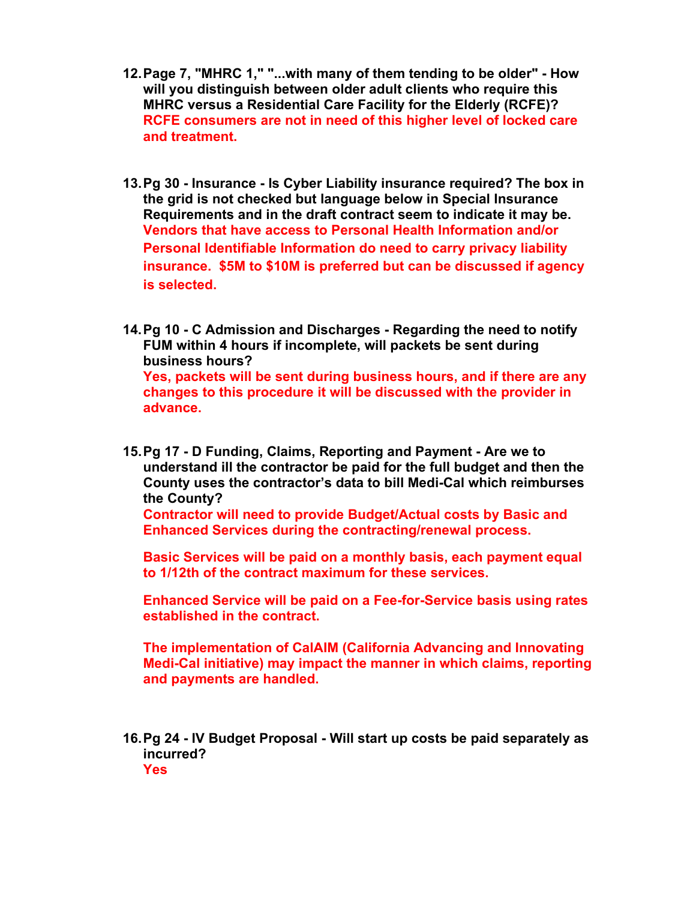12. **Page 7, "MHRC 1," "...with many of them tending to be older" - How will you distinguish between older adult clients who require this MHRC versus a Residential Care Facility for the Elderly (RCFE)?**
    **RCFE consumers are not in need of this higher level of locked care and treatment.**

13. **Pg 30 - Insurance - Is Cyber Liability insurance required? The box in the grid is not checked but language below in Special Insurance Requirements and in the draft contract seem to indicate it may be.**
    **Vendors that have access to Personal Health Information and/or Personal Identifiable Information do need to carry privacy liability insurance. $5M to $10M is preferred but can be discussed if agency is selected.**

14. **Pg 10 - C Admission and Discharges - Regarding the need to notify FUM within 4 hours if incomplete, will packets be sent during business hours?**
    **Yes, packets will be sent during business hours, and if there are any changes to this procedure it will be discussed with the provider in advance.**

15. **Pg 17 - D Funding, Claims, Reporting and Payment - Are we to understand ill the contractor be paid for the full budget and then the County uses the contractor's data to bill Medi-Cal which reimburses the County?**
    **Contractor will need to provide Budget/Actual costs by Basic and Enhanced Services during the contracting/renewal process.**

    **Basic Services will be paid on a monthly basis, each payment equal to 1/12th of the contract maximum for these services.**

    **Enhanced Service will be paid on a Fee-for-Service basis using rates established in the contract.**

    **The implementation of CalAIM (California Advancing and Innovating Medi-Cal initiative) may impact the manner in which claims, reporting and payments are handled.**

16. **Pg 24 - IV Budget Proposal - Will start up costs be paid separately as incurred?**
    **Yes**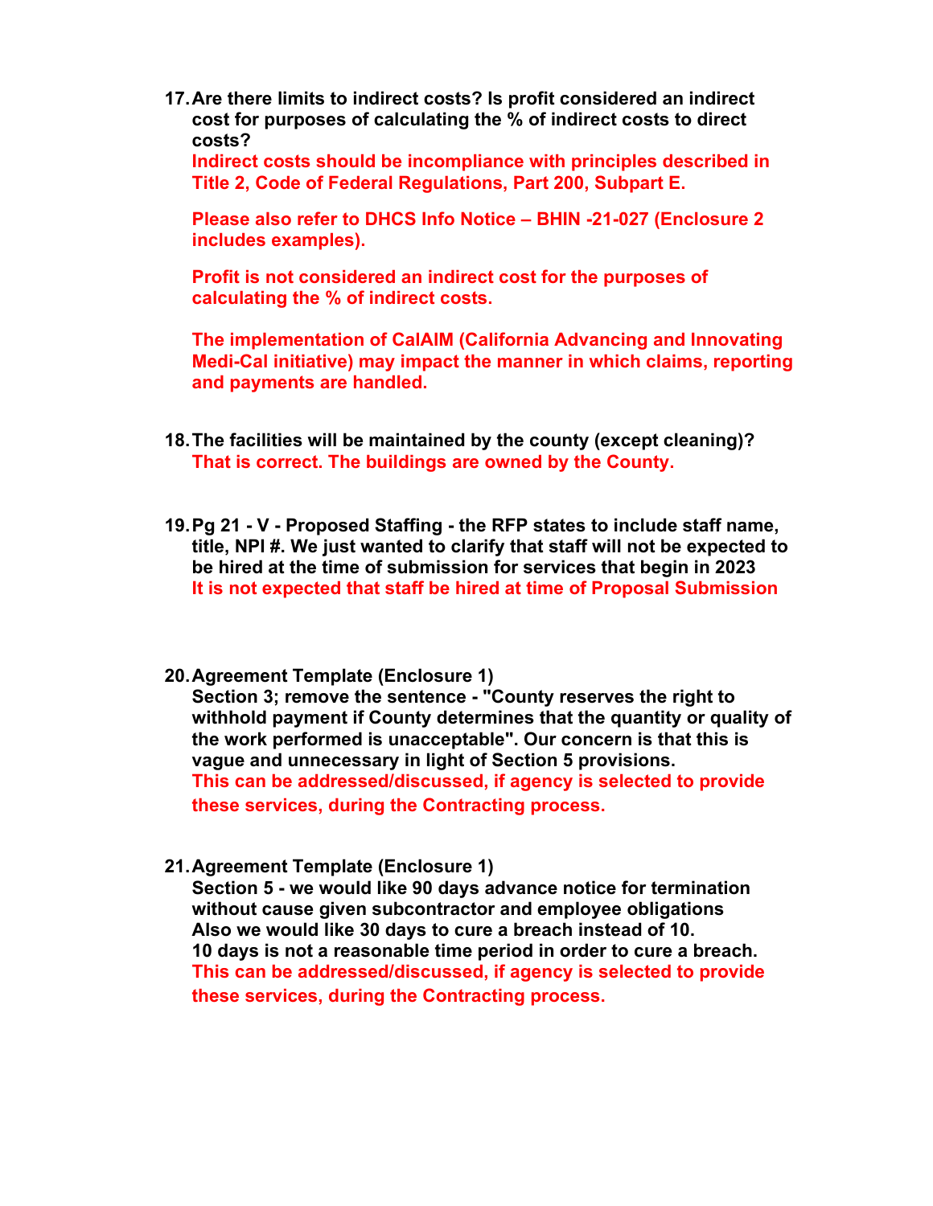17. **Are there limits to indirect costs? Is profit considered an indirect cost for purposes of calculating the % of indirect costs to direct costs?**

    **Indirect costs should be incompliance with principles described in Title 2, Code of Federal Regulations, Part 200, Subpart E.**

    **Please also refer to DHCS Info Notice – BHIN -21-027 (Enclosure 2 includes examples).**

    **Profit is not considered an indirect cost for the purposes of calculating the % of indirect costs.**

    **The implementation of CalAIM (California Advancing and Innovating Medi-Cal initiative) may impact the manner in which claims, reporting and payments are handled.**

18. **The facilities will be maintained by the county (except cleaning)?**

    **That is correct. The buildings are owned by the County.**

19. **Pg 21 - V - Proposed Staffing - the RFP states to include staff name, title, NPI #. We just wanted to clarify that staff will not be expected to be hired at the time of submission for services that begin in 2023**

    **It is not expected that staff be hired at time of Proposal Submission**

20. **Agreement Template (Enclosure 1)**

    **Section 3; remove the sentence - "County reserves the right to withhold payment if County determines that the quantity or quality of the work performed is unacceptable". Our concern is that this is vague and unnecessary in light of Section 5 provisions.**

    **This can be addressed/discussed, if agency is selected to provide these services, during the Contracting process.**

21. **Agreement Template (Enclosure 1)**

    **Section 5 - we would like 90 days advance notice for termination without cause given subcontractor and employee obligations**
    **Also we would like 30 days to cure a breach instead of 10.**
    **10 days is not a reasonable time period in order to cure a breach.**

    **This can be addressed/discussed, if agency is selected to provide these services, during the Contracting process.**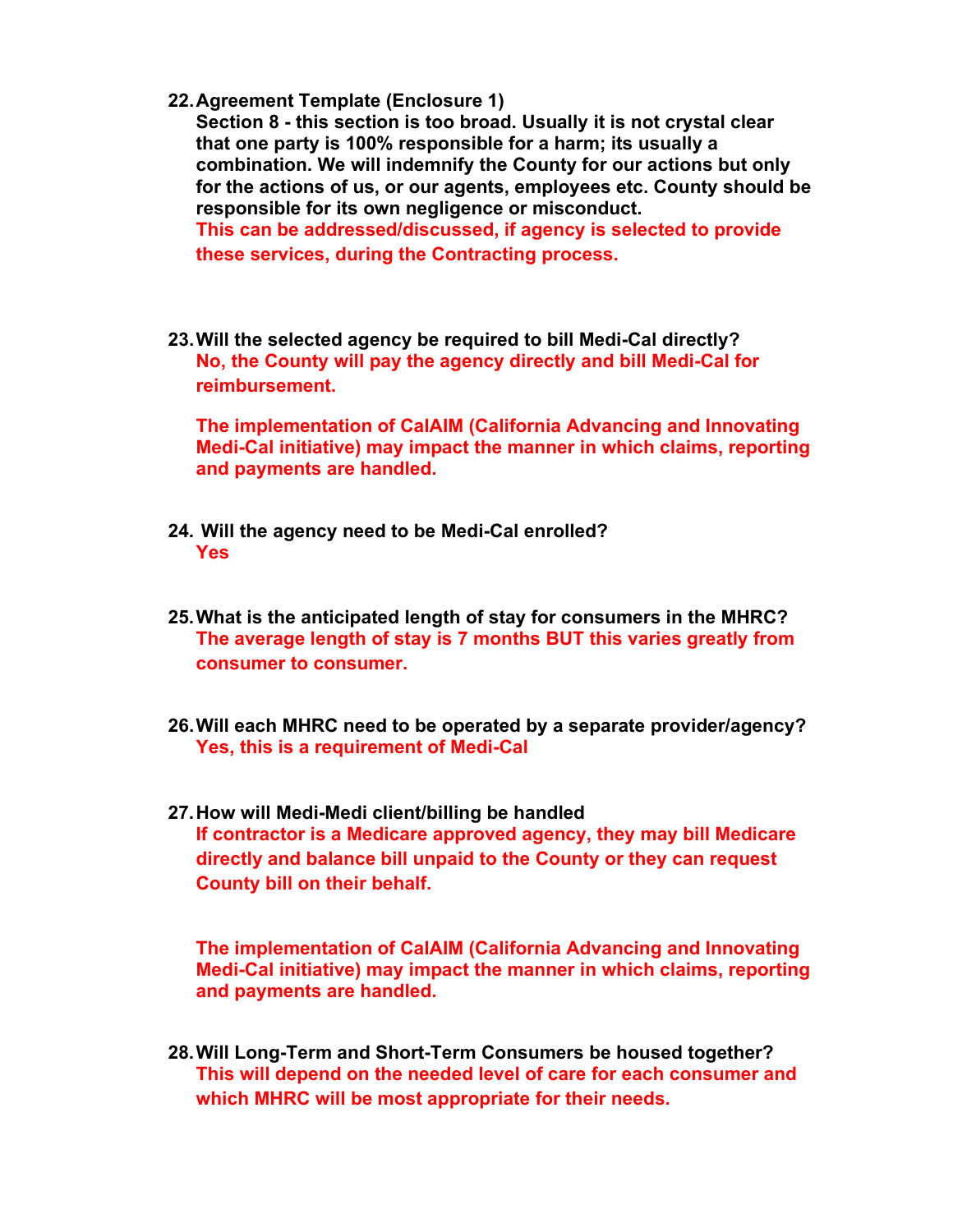22. **Agreement Template (Enclosure 1)**
    **Section 8 - this section is too broad. Usually it is not crystal clear that one party is 100% responsible for a harm; its usually a combination. We will indemnify the County for our actions but only for the actions of us, or our agents, employees etc. County should be responsible for its own negligence or misconduct.**
    **This can be addressed/discussed, if agency is selected to provide these services, during the Contracting process.**

23. **Will the selected agency be required to bill Medi-Cal directly?**
    **No, the County will pay the agency directly and bill Medi-Cal for reimbursement.**

    **The implementation of CalAIM (California Advancing and Innovating Medi-Cal initiative) may impact the manner in which claims, reporting and payments are handled.**

24. **Will the agency need to be Medi-Cal enrolled?**
    **Yes**

25. **What is the anticipated length of stay for consumers in the MHRC?**
    **The average length of stay is 7 months BUT this varies greatly from consumer to consumer.**

26. **Will each MHRC need to be operated by a separate provider/agency?**
    **Yes, this is a requirement of Medi-Cal**

27. **How will Medi-Medi client/billing be handled**
    **If contractor is a Medicare approved agency, they may bill Medicare directly and balance bill unpaid to the County or they can request County bill on their behalf.**

    **The implementation of CalAIM (California Advancing and Innovating Medi-Cal initiative) may impact the manner in which claims, reporting and payments are handled.**

28. **Will Long-Term and Short-Term Consumers be housed together?**
    **This will depend on the needed level of care for each consumer and which MHRC will be most appropriate for their needs.**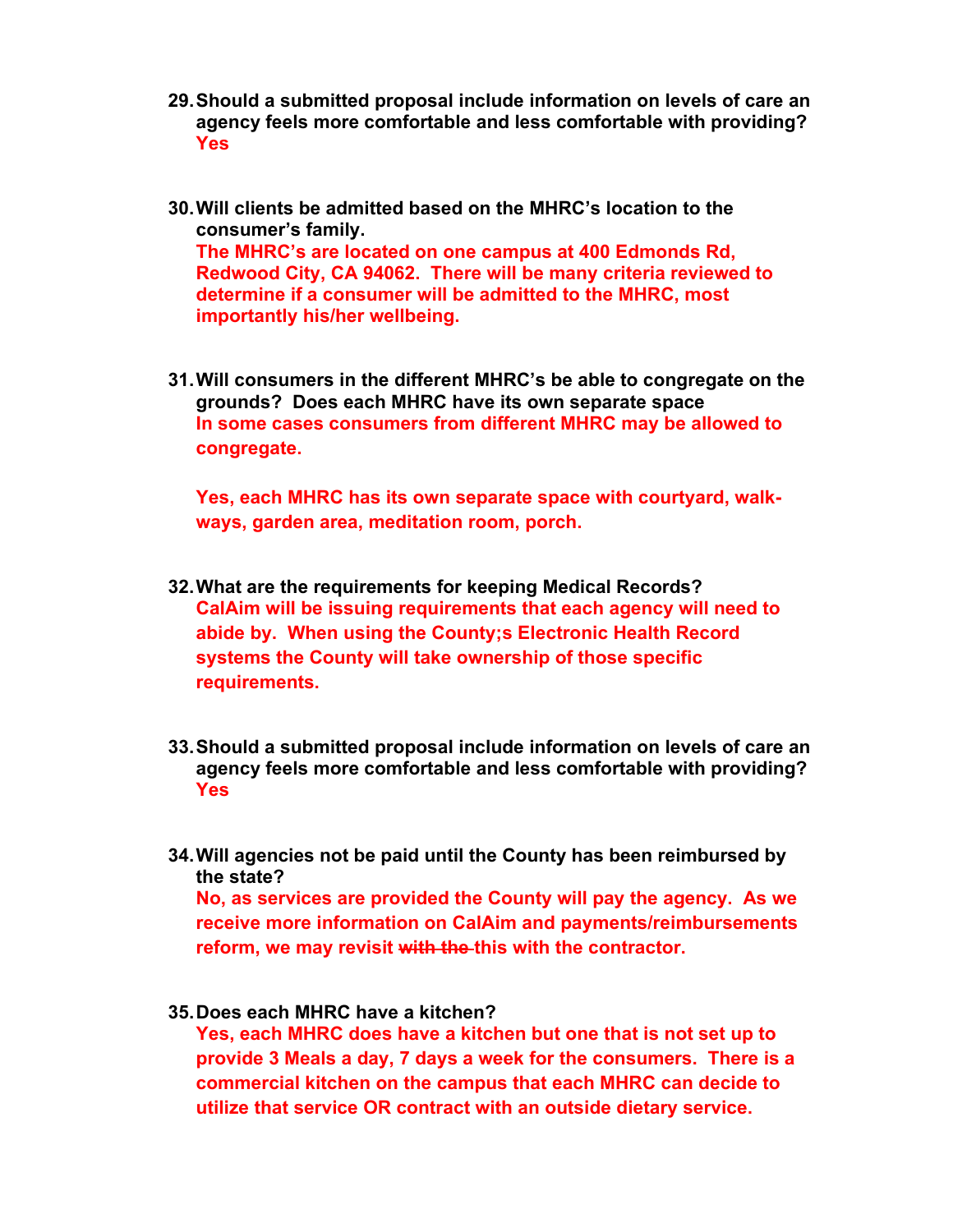29. **Should a submitted proposal include information on levels of care an agency feels more comfortable and less comfortable with providing?**
    **Yes**

30. **Will clients be admitted based on the MHRC's location to the consumer's family.**
    **The MHRC's are located on one campus at 400 Edmonds Rd, Redwood City, CA 94062. There will be many criteria reviewed to determine if a consumer will be admitted to the MHRC, most importantly his/her wellbeing.**

31. **Will consumers in the different MHRC's be able to congregate on the grounds? Does each MHRC have its own separate space**
    **In some cases consumers from different MHRC may be allowed to congregate.**

    **Yes, each MHRC has its own separate space with courtyard, walk-ways, garden area, meditation room, porch.**

32. **What are the requirements for keeping Medical Records?**
    **CalAim will be issuing requirements that each agency will need to abide by. When using the County;s Electronic Health Record systems the County will take ownership of those specific requirements.**

33. **Should a submitted proposal include information on levels of care an agency feels more comfortable and less comfortable with providing?**
    **Yes**

34. **Will agencies not be paid until the County has been reimbursed by the state?**
    **No, as services are provided the County will pay the agency. As we receive more information on CalAim and payments/reimbursements reform, we may revisit ~~with the~~ this with the contractor.**

35. **Does each MHRC have a kitchen?**
    **Yes, each MHRC does have a kitchen but one that is not set up to provide 3 Meals a day, 7 days a week for the consumers. There is a commercial kitchen on the campus that each MHRC can decide to utilize that service OR contract with an outside dietary service.**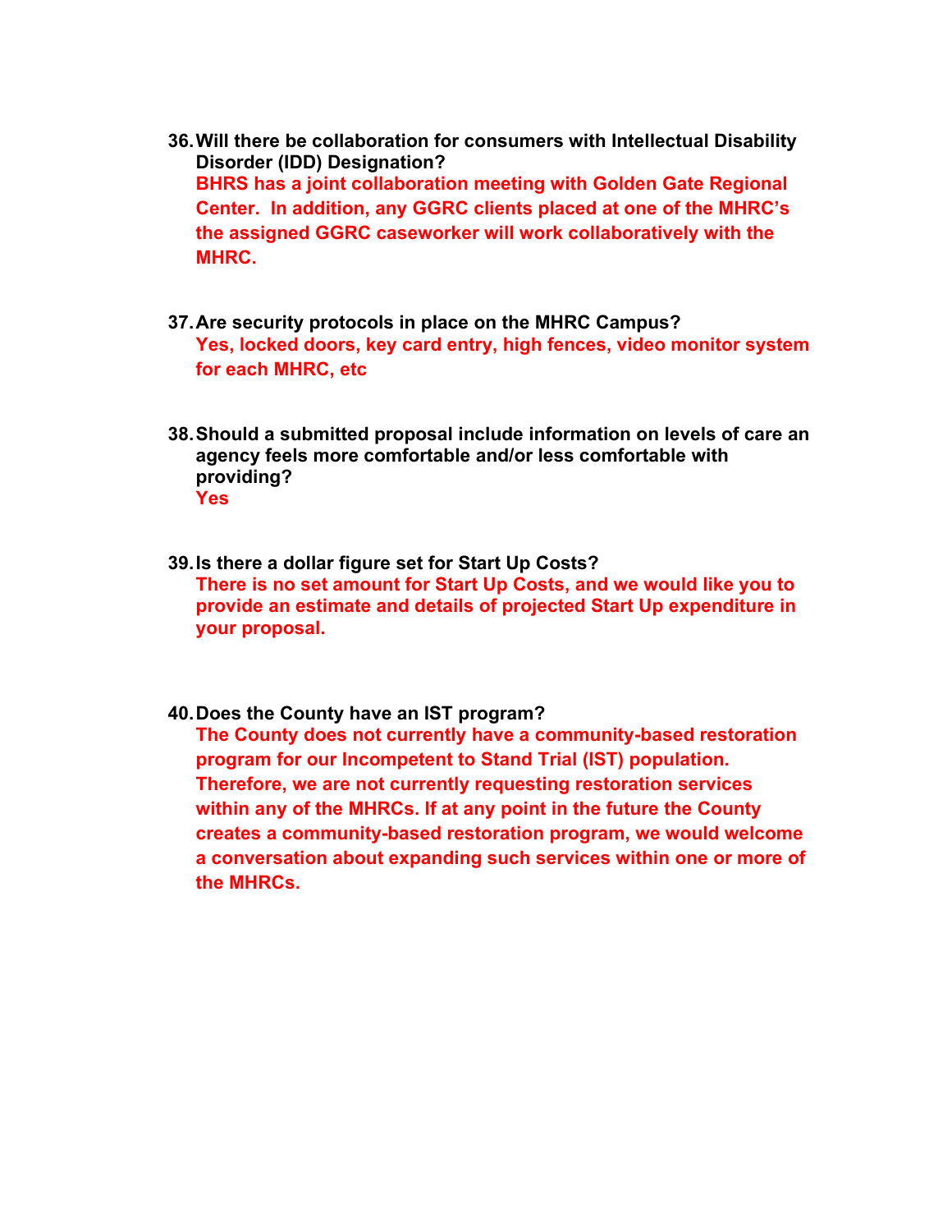36. **Will there be collaboration for consumers with Intellectual Disability Disorder (IDD) Designation?**
    **BHRS has a joint collaboration meeting with Golden Gate Regional Center. In addition, any GGRC clients placed at one of the MHRC's the assigned GGRC caseworker will work collaboratively with the MHRC.**

37. **Are security protocols in place on the MHRC Campus?**
    **Yes, locked doors, key card entry, high fences, video monitor system for each MHRC, etc**

38. **Should a submitted proposal include information on levels of care an agency feels more comfortable and/or less comfortable with providing?**
    **Yes**

39. **Is there a dollar figure set for Start Up Costs?**
    **There is no set amount for Start Up Costs, and we would like you to provide an estimate and details of projected Start Up expenditure in your proposal.**

40. **Does the County have an IST program?**
    **The County does not currently have a community-based restoration program for our Incompetent to Stand Trial (IST) population. Therefore, we are not currently requesting restoration services within any of the MHRCs. If at any point in the future the County creates a community-based restoration program, we would welcome a conversation about expanding such services within one or more of the MHRCs.**